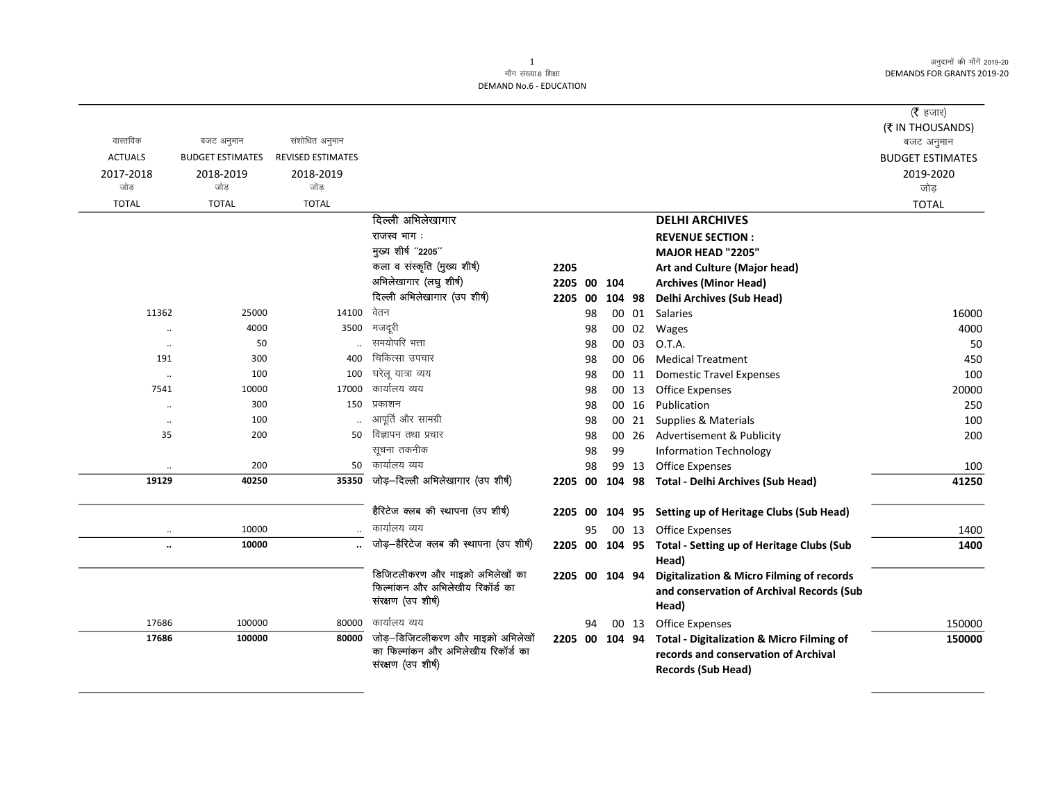मॉंग संख्या.6 शिक्षा
DEMAND No.6 - EDUCATION

अनुदानों की मॉंगें 2019-20
DEMANDS FOR GRANTS 2019-20

(₹ हजार)
(₹ IN THOUSANDS)

| वास्तविक ACTUALS 2017-2018 जोड़ TOTAL | बजट अनुमान BUDGET ESTIMATES 2018-2019 जोड़ TOTAL | संशोधित अनुमान REVISED ESTIMATES 2018-2019 जोड़ TOTAL | | | | | | | बजट अनुमान BUDGET ESTIMATES 2019-2020 जोड़ TOTAL |
|---|---|---|---|---|---|---|---|---|---|
| | | | दिल्ली अभिलेखागार | | | | | **DELHI ARCHIVES** | |
| | | | राजस्व भाग : | | | | | **REVENUE SECTION :** | |
| | | | मुख्य शीर्ष ''2205'' | | | | | **MAJOR HEAD "2205"** | |
| | | | कला व संस्कृति (मुख्य शीर्ष) | 2205 | | | | **Art and Culture (Major head)** | |
| | | | अभिलेखागार (लघु शीर्ष) | 2205 | 00 | 104 | | **Archives (Minor Head)** | |
| | | | दिल्ली अभिलेखागार (उप शीर्ष) | 2205 | 00 | 104 | 98 | **Delhi Archives (Sub Head)** | |
| 11362 | 25000 | 14100 | वेतन | | 98 | 00 | 01 | Salaries | 16000 |
| .. | 4000 | 3500 | मजदूरी | | 98 | 00 | 02 | Wages | 4000 |
| .. | 50 | .. | समयोपरि भत्ता | | 98 | 00 | 03 | O.T.A. | 50 |
| 191 | 300 | 400 | चिकित्सा उपचार | | 98 | 00 | 06 | Medical Treatment | 450 |
| .. | 100 | 100 | घरेलू यात्रा व्यय | | 98 | 00 | 11 | Domestic Travel Expenses | 100 |
| 7541 | 10000 | 17000 | कार्यालय व्यय | | 98 | 00 | 13 | Office Expenses | 20000 |
| .. | 300 | 150 | प्रकाशन | | 98 | 00 | 16 | Publication | 250 |
| .. | 100 | .. | आपूर्ति और सामग्री | | 98 | 00 | 21 | Supplies & Materials | 100 |
| 35 | 200 | 50 | विज्ञापन तथा प्रचार | | 98 | 00 | 26 | Advertisement & Publicity | 200 |
| | | | सूचना तकनीक | | 98 | 99 | | Information Technology | |
| .. | 200 | 50 | कार्यालय व्यय | | 98 | 99 | 13 | Office Expenses | 100 |
| **19129** | **40250** | **35350** | जोड़–दिल्ली अभिलेखागार (उप शीर्ष) | 2205 | 00 | 104 | 98 | **Total - Delhi Archives (Sub Head)** | **41250** |
| | | | हैरिटेज क्लब की स्थापना (उप शीर्ष) | 2205 | 00 | 104 | 95 | **Setting up of Heritage Clubs (Sub Head)** | |
| .. | 10000 | .. | कार्यालय व्यय | | 95 | 00 | 13 | Office Expenses | 1400 |
| **..** | **10000** | **..** | जोड़–हैरिटेज क्लब की स्थापना (उप शीर्ष) | 2205 | 00 | 104 | 95 | **Total - Setting up of Heritage Clubs (Sub Head)** | **1400** |
| | | | डिजिटलीकरण और माइक्रो अभिलेखों का फिल्मांकन और अभिलेखीय रिकॉर्ड का संरक्षण (उप शीर्ष) | 2205 | 00 | 104 | 94 | **Digitalization & Micro Filming of records and conservation of Archival Records (Sub Head)** | |
| 17686 | 100000 | 80000 | कार्यालय व्यय | | 94 | 00 | 13 | Office Expenses | 150000 |
| **17686** | **100000** | **80000** | जोड़–डिजिटलीकरण और माइक्रो अभिलेखों का फिल्मांकन और अभिलेखीय रिकॉर्ड का संरक्षण (उप शीर्ष) | 2205 | 00 | 104 | 94 | **Total - Digitalization & Micro Filming of records and conservation of Archival Records (Sub Head)** | **150000** |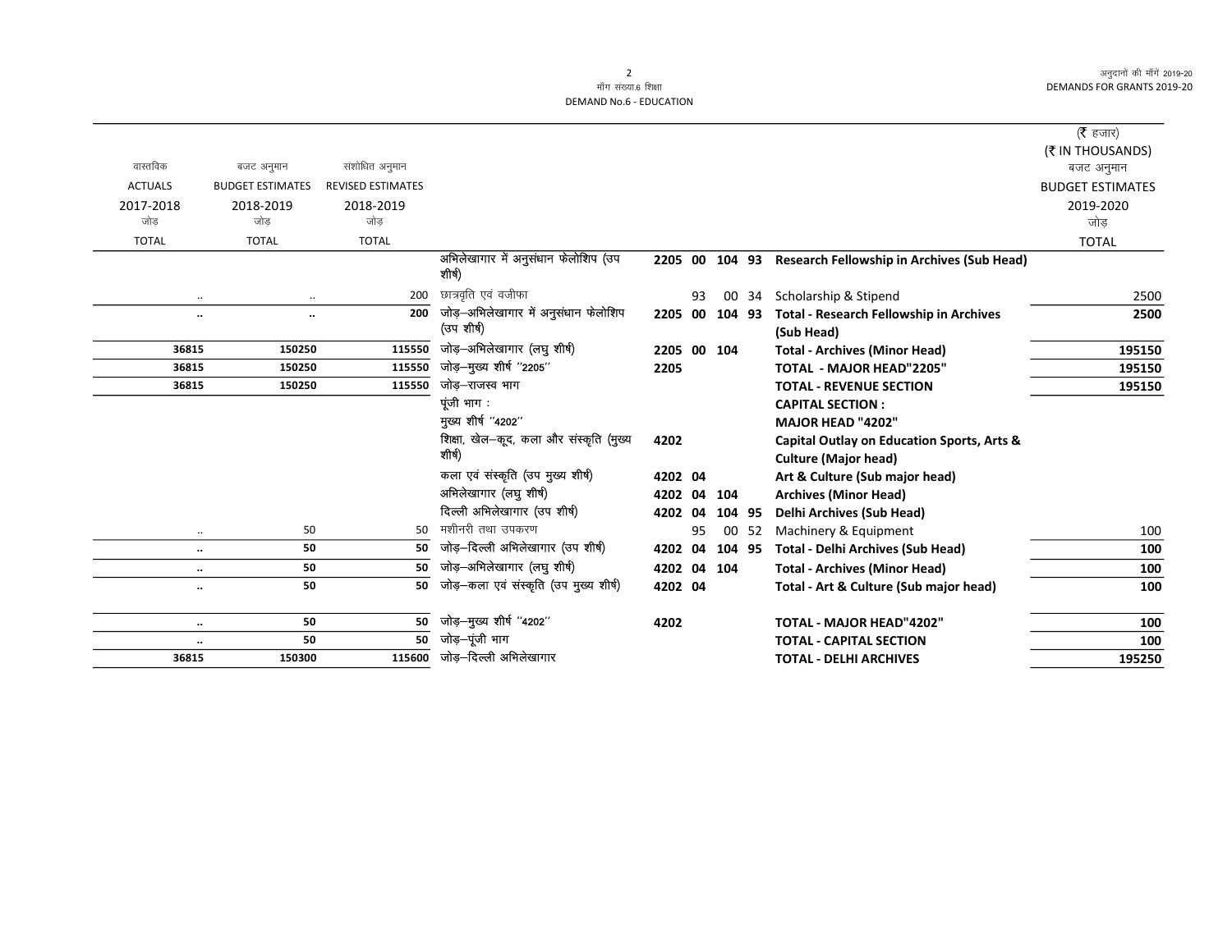| वास्तविक ACTUALS 2017-2018 जोड़ TOTAL | बजट अनुमान BUDGET ESTIMATES 2018-2019 जोड़ TOTAL | संशोधित अनुमान REVISED ESTIMATES 2018-2019 जोड़ TOTAL | | | | (₹ हजार) (₹ IN THOUSANDS) बजट अनुमान BUDGET ESTIMATES 2019-2020 जोड़ TOTAL |
|---|---|---|---|---|---|---|
| | | | अभिलेखागार में अनुसंधान फेलोशिप (उप शीर्ष) | 2205 00 104 93 | **Research Fellowship in Archives (Sub Head)** | |
| .. | .. | 200 | छात्रवृति एवं वजीफा | 93 00 34 | Scholarship & Stipend | 2500 |
| **..** | **..** | **200** | जोड़–अभिलेखागार में अनुसंधान फेलोशिप (उप शीर्ष) | **2205 00 104 93** | **Total - Research Fellowship in Archives (Sub Head)** | **2500** |
| **36815** | **150250** | **115550** | जोड़–अभिलेखागार (लघु शीर्ष) | **2205 00 104** | **Total - Archives (Minor Head)** | **195150** |
| **36815** | **150250** | **115550** | जोड़–मुख्य शीर्ष "2205" | **2205** | **TOTAL - MAJOR HEAD"2205"** | **195150** |
| **36815** | **150250** | **115550** | जोड़–राजस्व भाग | | **TOTAL - REVENUE SECTION** | **195150** |
| | | | पूंजी भाग : | | **CAPITAL SECTION :** | |
| | | | मुख्य शीर्ष "4202" | | **MAJOR HEAD "4202"** | |
| | | | शिक्षा, खेल–कूद, कला और संस्कृति (मुख्य शीर्ष) | **4202** | **Capital Outlay on Education Sports, Arts & Culture (Major head)** | |
| | | | कला एवं संस्कृति (उप मुख्य शीर्ष) | **4202 04** | **Art & Culture (Sub major head)** | |
| | | | अभिलेखागार (लघु शीर्ष) | **4202 04 104** | **Archives (Minor Head)** | |
| | | | दिल्ली अभिलेखागार (उप शीर्ष) | **4202 04 104 95** | **Delhi Archives (Sub Head)** | |
| .. | 50 | 50 | मशीनरी तथा उपकरण | 95 00 52 | Machinery & Equipment | 100 |
| **..** | **50** | **50** | जोड़–दिल्ली अभिलेखागार (उप शीर्ष) | **4202 04 104 95** | **Total - Delhi Archives (Sub Head)** | **100** |
| **..** | **50** | **50** | जोड़–अभिलेखागार (लघु शीर्ष) | **4202 04 104** | **Total - Archives (Minor Head)** | **100** |
| **..** | **50** | **50** | जोड़–कला एवं संस्कृति (उप मुख्य शीर्ष) | **4202 04** | **Total - Art & Culture (Sub major head)** | **100** |
| **..** | **50** | **50** | जोड़–मुख्य शीर्ष "4202" | **4202** | **TOTAL - MAJOR HEAD"4202"** | **100** |
| **..** | **50** | **50** | जोड़–पूंजी भाग | | **TOTAL - CAPITAL SECTION** | **100** |
| **36815** | **150300** | **115600** | जोड़–दिल्ली अभिलेखागार | | **TOTAL - DELHI ARCHIVES** | **195250** |